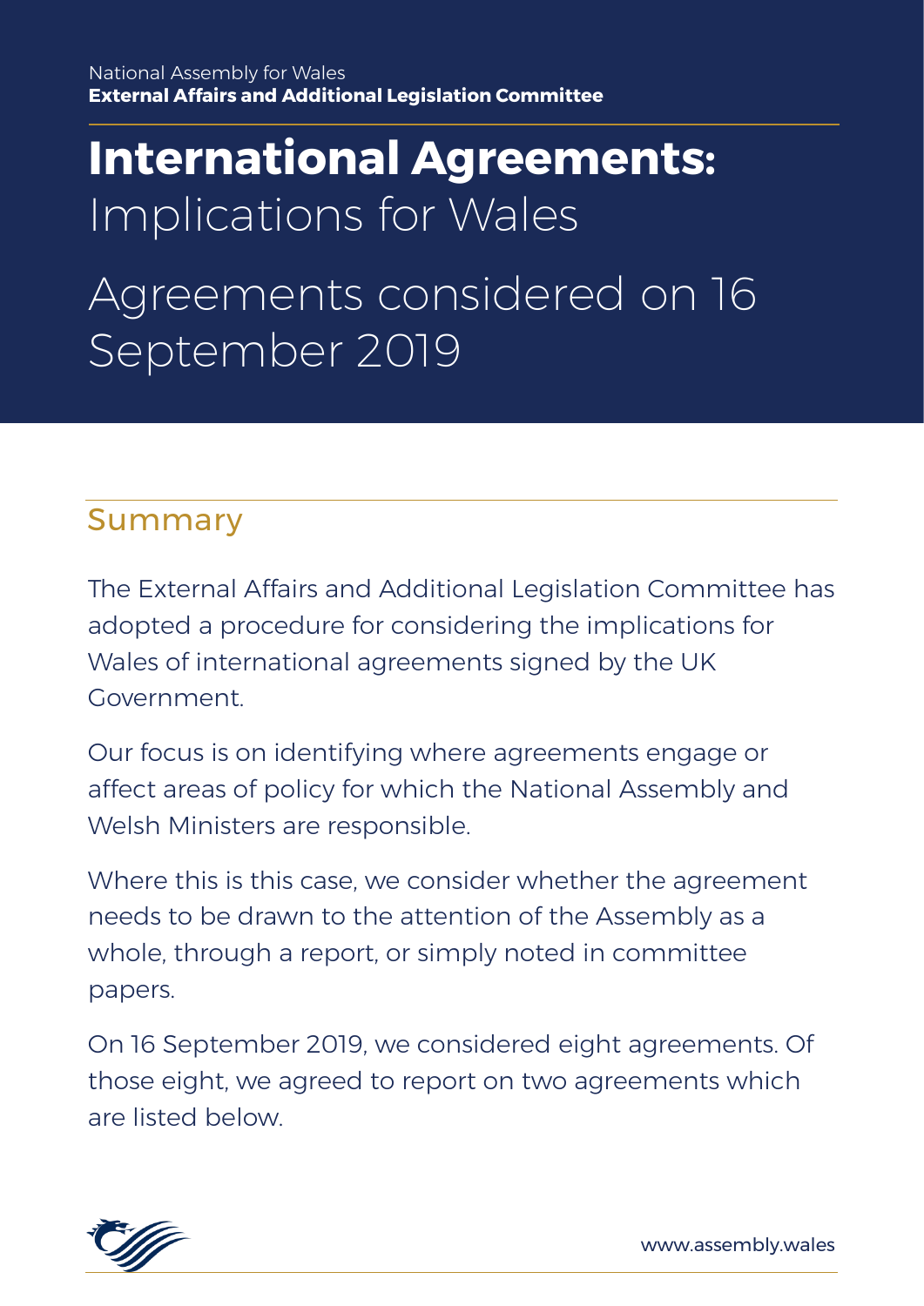National Assembly for Wales
**External Affairs and Additional Legislation Committee**

# **International Agreements:** Implications for Wales

# Agreements considered on 16 September 2019

## Summary

The External Affairs and Additional Legislation Committee has adopted a procedure for considering the implications for Wales of international agreements signed by the UK Government.

Our focus is on identifying where agreements engage or affect areas of policy for which the National Assembly and Welsh Ministers are responsible.

Where this is this case, we consider whether the agreement needs to be drawn to the attention of the Assembly as a whole, through a report, or simply noted in committee papers.

On 16 September 2019, we considered eight agreements. Of those eight, we agreed to report on two agreements which are listed below.

www.assembly.wales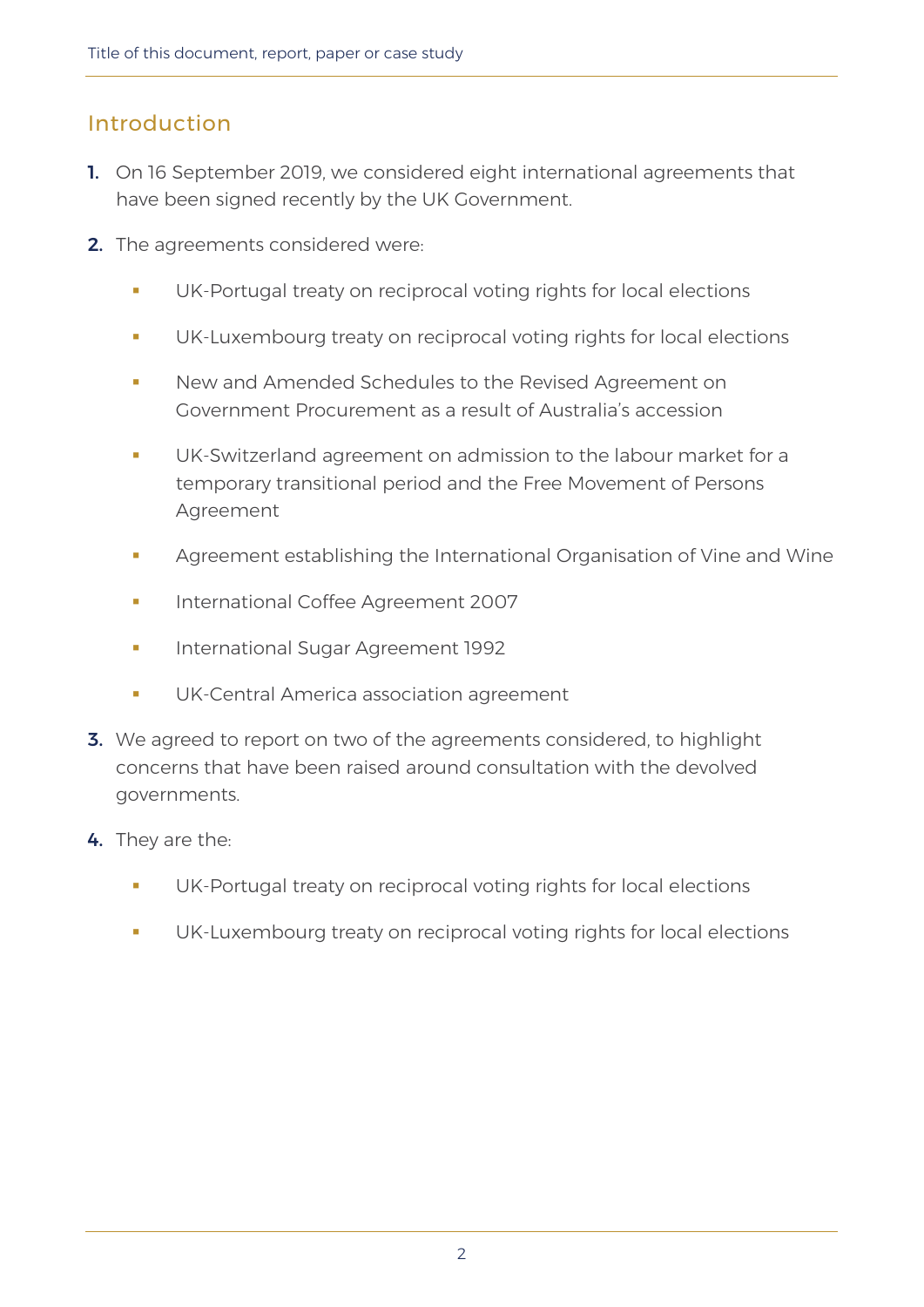## Introduction

1. On 16 September 2019, we considered eight international agreements that have been signed recently by the UK Government.
2. The agreements considered were:
   - UK-Portugal treaty on reciprocal voting rights for local elections
   - UK-Luxembourg treaty on reciprocal voting rights for local elections
   - New and Amended Schedules to the Revised Agreement on Government Procurement as a result of Australia's accession
   - UK-Switzerland agreement on admission to the labour market for a temporary transitional period and the Free Movement of Persons Agreement
   - Agreement establishing the International Organisation of Vine and Wine
   - International Coffee Agreement 2007
   - International Sugar Agreement 1992
   - UK-Central America association agreement
3. We agreed to report on two of the agreements considered, to highlight concerns that have been raised around consultation with the devolved governments.
4. They are the:
   - UK-Portugal treaty on reciprocal voting rights for local elections
   - UK-Luxembourg treaty on reciprocal voting rights for local elections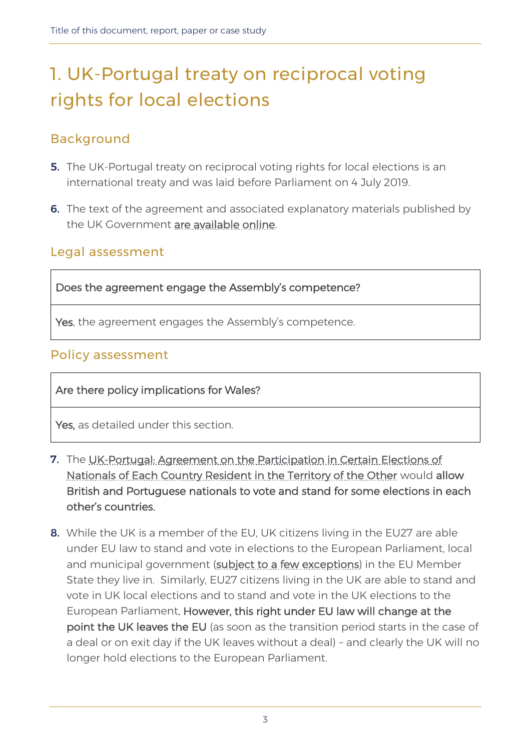# 1. UK-Portugal treaty on reciprocal voting rights for local elections

## Background

5. The UK-Portugal treaty on reciprocal voting rights for local elections is an international treaty and was laid before Parliament on 4 July 2019.

6. The text of the agreement and associated explanatory materials published by the UK Government are available online.

## Legal assessment

| Does the agreement engage the Assembly's competence? |
| --- |
| **Yes**, the agreement engages the Assembly's competence. |

## Policy assessment

| Are there policy implications for Wales? |
| --- |
| **Yes,** as detailed under this section. |

7. The UK-Portugal: Agreement on the Participation in Certain Elections of Nationals of Each Country Resident in the Territory of the Other would **allow British and Portuguese nationals to vote and stand for some elections in each other's countries.**

8. While the UK is a member of the EU, UK citizens living in the EU27 are able under EU law to stand and vote in elections to the European Parliament, local and municipal government (subject to a few exceptions) in the EU Member State they live in. Similarly, EU27 citizens living in the UK are able to stand and vote in UK local elections and to stand and vote in the UK elections to the European Parliament. **However, this right under EU law will change at the point the UK leaves the EU** (as soon as the transition period starts in the case of a deal or on exit day if the UK leaves without a deal) – and clearly the UK will no longer hold elections to the European Parliament.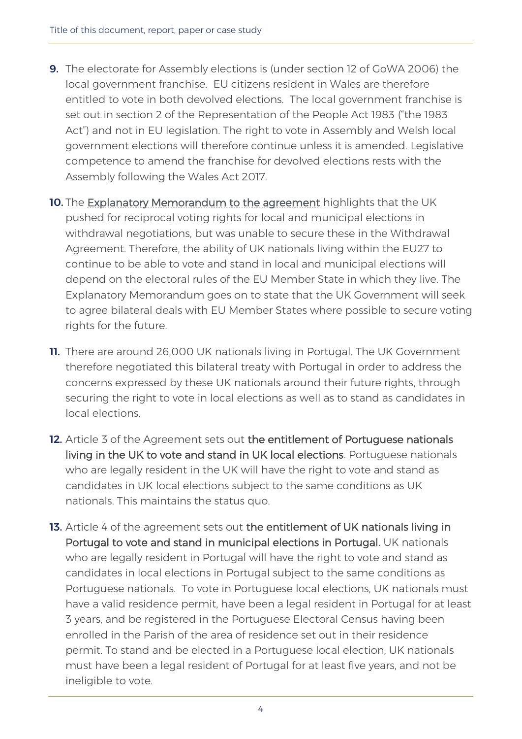9. The electorate for Assembly elections is (under section 12 of GoWA 2006) the local government franchise. EU citizens resident in Wales are therefore entitled to vote in both devolved elections. The local government franchise is set out in section 2 of the Representation of the People Act 1983 ("the 1983 Act") and not in EU legislation. The right to vote in Assembly and Welsh local government elections will therefore continue unless it is amended. Legislative competence to amend the franchise for devolved elections rests with the Assembly following the Wales Act 2017.

10. The Explanatory Memorandum to the agreement highlights that the UK pushed for reciprocal voting rights for local and municipal elections in withdrawal negotiations, but was unable to secure these in the Withdrawal Agreement. Therefore, the ability of UK nationals living within the EU27 to continue to be able to vote and stand in local and municipal elections will depend on the electoral rules of the EU Member State in which they live. The Explanatory Memorandum goes on to state that the UK Government will seek to agree bilateral deals with EU Member States where possible to secure voting rights for the future.

11. There are around 26,000 UK nationals living in Portugal. The UK Government therefore negotiated this bilateral treaty with Portugal in order to address the concerns expressed by these UK nationals around their future rights, through securing the right to vote in local elections as well as to stand as candidates in local elections.

12. Article 3 of the Agreement sets out **the entitlement of Portuguese nationals living in the UK to vote and stand in UK local elections**. Portuguese nationals who are legally resident in the UK will have the right to vote and stand as candidates in UK local elections subject to the same conditions as UK nationals. This maintains the status quo.

13. Article 4 of the agreement sets out **the entitlement of UK nationals living in Portugal to vote and stand in municipal elections in Portugal**. UK nationals who are legally resident in Portugal will have the right to vote and stand as candidates in local elections in Portugal subject to the same conditions as Portuguese nationals. To vote in Portuguese local elections, UK nationals must have a valid residence permit, have been a legal resident in Portugal for at least 3 years, and be registered in the Portuguese Electoral Census having been enrolled in the Parish of the area of residence set out in their residence permit. To stand and be elected in a Portuguese local election, UK nationals must have been a legal resident of Portugal for at least five years, and not be ineligible to vote.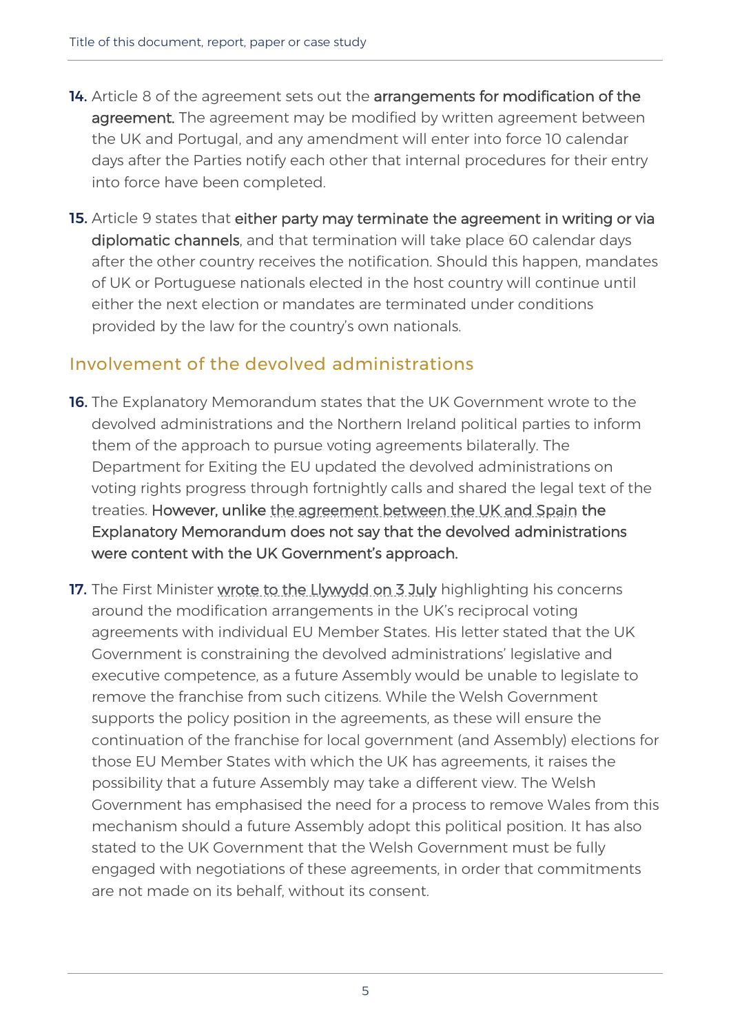14. Article 8 of the agreement sets out the **arrangements for modification of the agreement.** The agreement may be modified by written agreement between the UK and Portugal, and any amendment will enter into force 10 calendar days after the Parties notify each other that internal procedures for their entry into force have been completed.

15. Article 9 states that **either party may terminate the agreement in writing or via diplomatic channels**, and that termination will take place 60 calendar days after the other country receives the notification. Should this happen, mandates of UK or Portuguese nationals elected in the host country will continue until either the next election or mandates are terminated under conditions provided by the law for the country's own nationals.

## Involvement of the devolved administrations

16. The Explanatory Memorandum states that the UK Government wrote to the devolved administrations and the Northern Ireland political parties to inform them of the approach to pursue voting agreements bilaterally. The Department for Exiting the EU updated the devolved administrations on voting rights progress through fortnightly calls and shared the legal text of the treaties. **However, unlike the agreement between the UK and Spain the Explanatory Memorandum does not say that the devolved administrations were content with the UK Government's approach.**

17. The First Minister wrote to the Llywydd on 3 July highlighting his concerns around the modification arrangements in the UK's reciprocal voting agreements with individual EU Member States. His letter stated that the UK Government is constraining the devolved administrations' legislative and executive competence, as a future Assembly would be unable to legislate to remove the franchise from such citizens. While the Welsh Government supports the policy position in the agreements, as these will ensure the continuation of the franchise for local government (and Assembly) elections for those EU Member States with which the UK has agreements, it raises the possibility that a future Assembly may take a different view. The Welsh Government has emphasised the need for a process to remove Wales from this mechanism should a future Assembly adopt this political position. It has also stated to the UK Government that the Welsh Government must be fully engaged with negotiations of these agreements, in order that commitments are not made on its behalf, without its consent.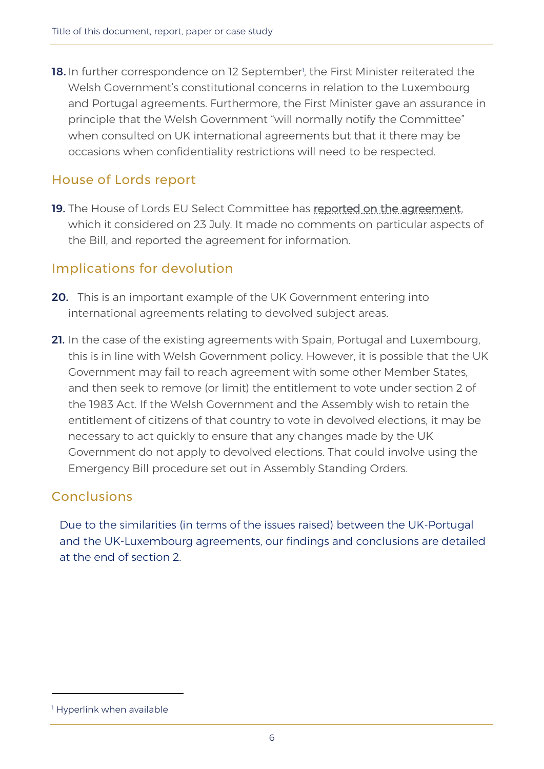**18.** In further correspondence on 12 September[1], the First Minister reiterated the Welsh Government's constitutional concerns in relation to the Luxembourg and Portugal agreements. Furthermore, the First Minister gave an assurance in principle that the Welsh Government "will normally notify the Committee" when consulted on UK international agreements but that it there may be occasions when confidentiality restrictions will need to be respected.

## House of Lords report

**19.** The House of Lords EU Select Committee has reported on the agreement, which it considered on 23 July. It made no comments on particular aspects of the Bill, and reported the agreement for information.

## Implications for devolution

**20.** This is an important example of the UK Government entering into international agreements relating to devolved subject areas.

**21.** In the case of the existing agreements with Spain, Portugal and Luxembourg, this is in line with Welsh Government policy. However, it is possible that the UK Government may fail to reach agreement with some other Member States, and then seek to remove (or limit) the entitlement to vote under section 2 of the 1983 Act. If the Welsh Government and the Assembly wish to retain the entitlement of citizens of that country to vote in devolved elections, it may be necessary to act quickly to ensure that any changes made by the UK Government do not apply to devolved elections. That could involve using the Emergency Bill procedure set out in Assembly Standing Orders.

## Conclusions

Due to the similarities (in terms of the issues raised) between the UK-Portugal and the UK-Luxembourg agreements, our findings and conclusions are detailed at the end of section 2.

[1] Hyperlink when available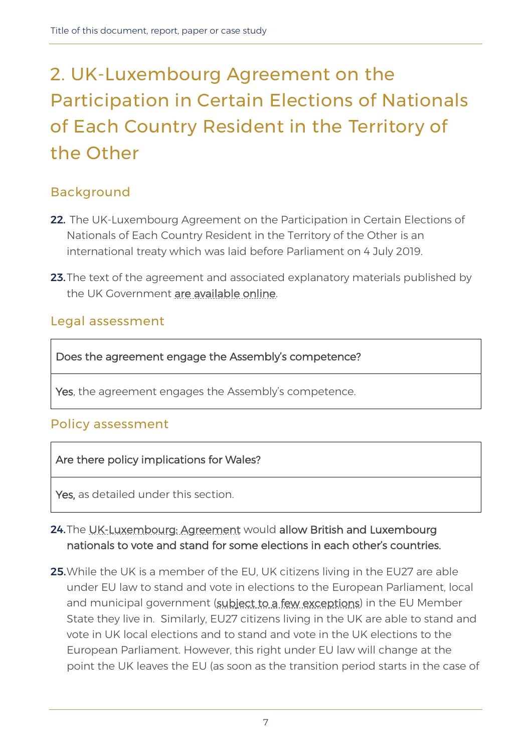# 2. UK-Luxembourg Agreement on the Participation in Certain Elections of Nationals of Each Country Resident in the Territory of the Other

## Background

**22.** The UK-Luxembourg Agreement on the Participation in Certain Elections of Nationals of Each Country Resident in the Territory of the Other is an international treaty which was laid before Parliament on 4 July 2019.

**23.** The text of the agreement and associated explanatory materials published by the UK Government are available online.

## Legal assessment

| Does the agreement engage the Assembly's competence? |
| --- |
| **Yes**, the agreement engages the Assembly's competence. |

## Policy assessment

| Are there policy implications for Wales? |
| --- |
| **Yes,** as detailed under this section. |

**24.** The UK-Luxembourg: Agreement would **allow British and Luxembourg nationals to vote and stand for some elections in each other's countries.**

**25.** While the UK is a member of the EU, UK citizens living in the EU27 are able under EU law to stand and vote in elections to the European Parliament, local and municipal government (subject to a few exceptions) in the EU Member State they live in. Similarly, EU27 citizens living in the UK are able to stand and vote in UK local elections and to stand and vote in the UK elections to the European Parliament. However, this right under EU law will change at the point the UK leaves the EU (as soon as the transition period starts in the case of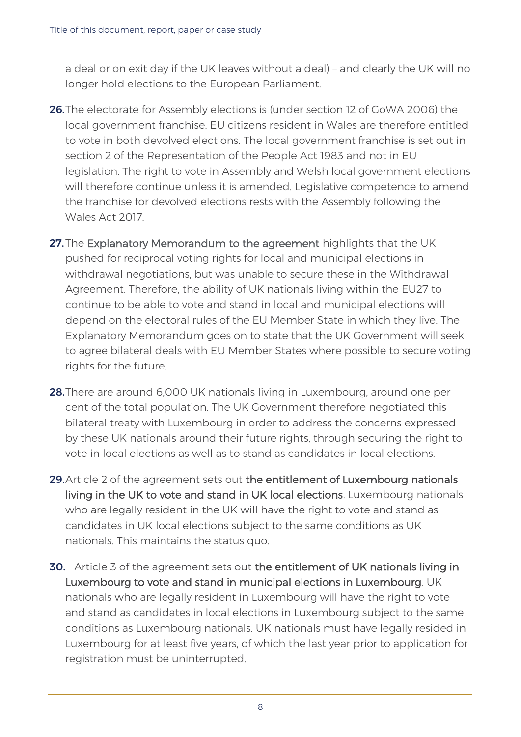a deal or on exit day if the UK leaves without a deal) – and clearly the UK will no longer hold elections to the European Parliament.

**26.** The electorate for Assembly elections is (under section 12 of GoWA 2006) the local government franchise. EU citizens resident in Wales are therefore entitled to vote in both devolved elections. The local government franchise is set out in section 2 of the Representation of the People Act 1983 and not in EU legislation. The right to vote in Assembly and Welsh local government elections will therefore continue unless it is amended. Legislative competence to amend the franchise for devolved elections rests with the Assembly following the Wales Act 2017.

**27.** The Explanatory Memorandum to the agreement highlights that the UK pushed for reciprocal voting rights for local and municipal elections in withdrawal negotiations, but was unable to secure these in the Withdrawal Agreement. Therefore, the ability of UK nationals living within the EU27 to continue to be able to vote and stand in local and municipal elections will depend on the electoral rules of the EU Member State in which they live. The Explanatory Memorandum goes on to state that the UK Government will seek to agree bilateral deals with EU Member States where possible to secure voting rights for the future.

**28.** There are around 6,000 UK nationals living in Luxembourg, around one per cent of the total population. The UK Government therefore negotiated this bilateral treaty with Luxembourg in order to address the concerns expressed by these UK nationals around their future rights, through securing the right to vote in local elections as well as to stand as candidates in local elections.

**29.** Article 2 of the agreement sets out **the entitlement of Luxembourg nationals living in the UK to vote and stand in UK local elections**. Luxembourg nationals who are legally resident in the UK will have the right to vote and stand as candidates in UK local elections subject to the same conditions as UK nationals. This maintains the status quo.

**30.** Article 3 of the agreement sets out **the entitlement of UK nationals living in Luxembourg to vote and stand in municipal elections in Luxembourg**. UK nationals who are legally resident in Luxembourg will have the right to vote and stand as candidates in local elections in Luxembourg subject to the same conditions as Luxembourg nationals. UK nationals must have legally resided in Luxembourg for at least five years, of which the last year prior to application for registration must be uninterrupted.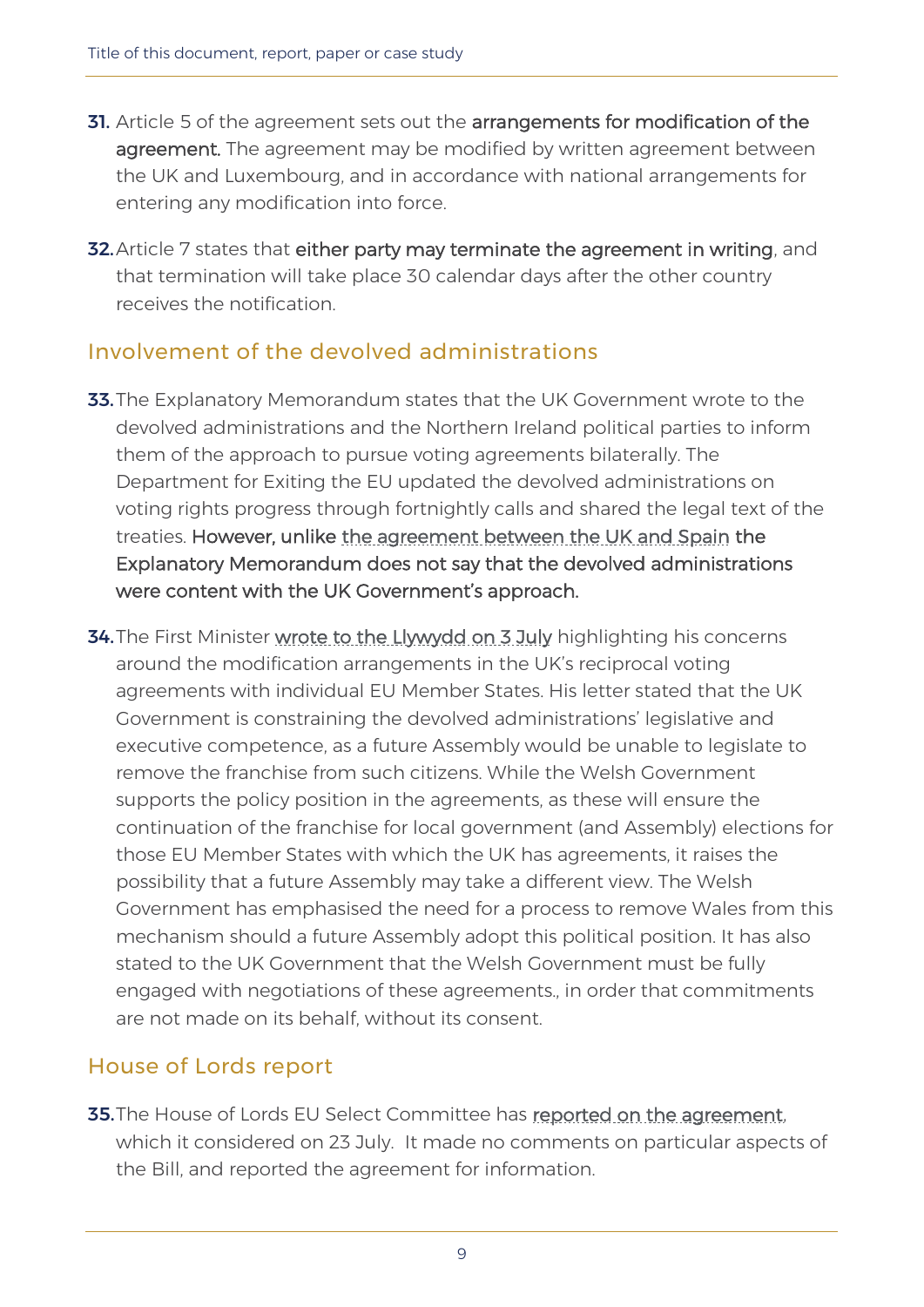**31.** Article 5 of the agreement sets out the **arrangements for modification of the agreement.** The agreement may be modified by written agreement between the UK and Luxembourg, and in accordance with national arrangements for entering any modification into force.

**32.** Article 7 states that **either party may terminate the agreement in writing**, and that termination will take place 30 calendar days after the other country receives the notification.

## Involvement of the devolved administrations

**33.** The Explanatory Memorandum states that the UK Government wrote to the devolved administrations and the Northern Ireland political parties to inform them of the approach to pursue voting agreements bilaterally. The Department for Exiting the EU updated the devolved administrations on voting rights progress through fortnightly calls and shared the legal text of the treaties. **However, unlike the agreement between the UK and Spain the Explanatory Memorandum does not say that the devolved administrations were content with the UK Government's approach.**

**34.** The First Minister wrote to the Llywydd on 3 July highlighting his concerns around the modification arrangements in the UK's reciprocal voting agreements with individual EU Member States. His letter stated that the UK Government is constraining the devolved administrations' legislative and executive competence, as a future Assembly would be unable to legislate to remove the franchise from such citizens. While the Welsh Government supports the policy position in the agreements, as these will ensure the continuation of the franchise for local government (and Assembly) elections for those EU Member States with which the UK has agreements, it raises the possibility that a future Assembly may take a different view. The Welsh Government has emphasised the need for a process to remove Wales from this mechanism should a future Assembly adopt this political position. It has also stated to the UK Government that the Welsh Government must be fully engaged with negotiations of these agreements., in order that commitments are not made on its behalf, without its consent.

## House of Lords report

**35.** The House of Lords EU Select Committee has reported on the agreement, which it considered on 23 July. It made no comments on particular aspects of the Bill, and reported the agreement for information.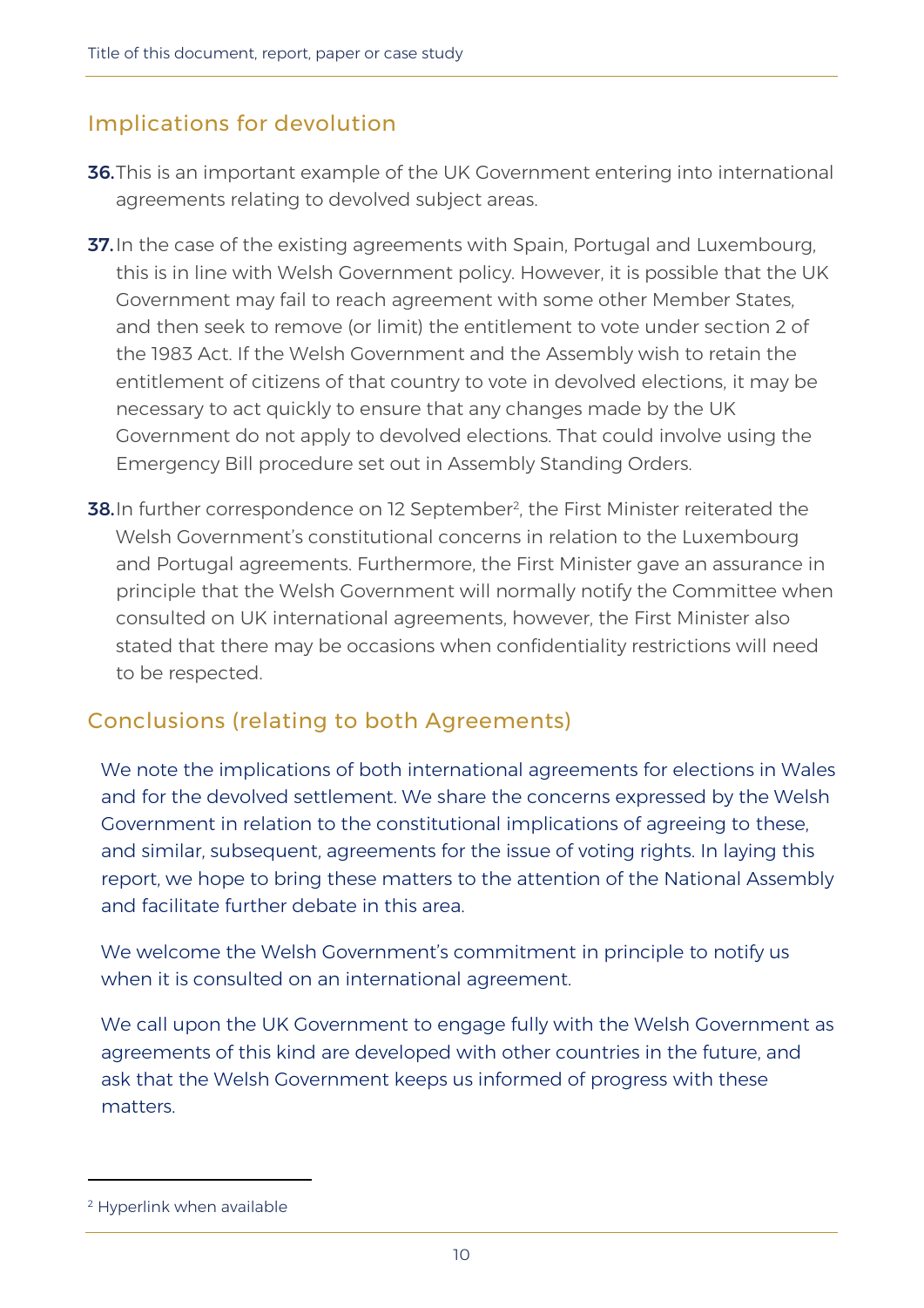## Implications for devolution

**36.** This is an important example of the UK Government entering into international agreements relating to devolved subject areas.

**37.** In the case of the existing agreements with Spain, Portugal and Luxembourg, this is in line with Welsh Government policy. However, it is possible that the UK Government may fail to reach agreement with some other Member States, and then seek to remove (or limit) the entitlement to vote under section 2 of the 1983 Act. If the Welsh Government and the Assembly wish to retain the entitlement of citizens of that country to vote in devolved elections, it may be necessary to act quickly to ensure that any changes made by the UK Government do not apply to devolved elections. That could involve using the Emergency Bill procedure set out in Assembly Standing Orders.

**38.** In further correspondence on 12 September[2], the First Minister reiterated the Welsh Government's constitutional concerns in relation to the Luxembourg and Portugal agreements. Furthermore, the First Minister gave an assurance in principle that the Welsh Government will normally notify the Committee when consulted on UK international agreements, however, the First Minister also stated that there may be occasions when confidentiality restrictions will need to be respected.

## Conclusions (relating to both Agreements)

We note the implications of both international agreements for elections in Wales and for the devolved settlement. We share the concerns expressed by the Welsh Government in relation to the constitutional implications of agreeing to these, and similar, subsequent, agreements for the issue of voting rights. In laying this report, we hope to bring these matters to the attention of the National Assembly and facilitate further debate in this area.

We welcome the Welsh Government's commitment in principle to notify us when it is consulted on an international agreement.

We call upon the UK Government to engage fully with the Welsh Government as agreements of this kind are developed with other countries in the future, and ask that the Welsh Government keeps us informed of progress with these matters.

[2] Hyperlink when available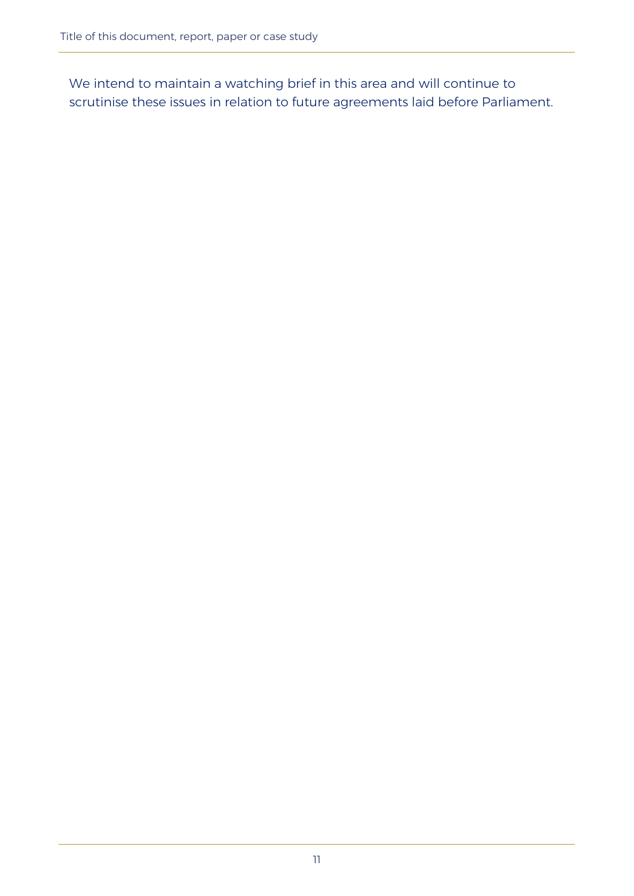We intend to maintain a watching brief in this area and will continue to scrutinise these issues in relation to future agreements laid before Parliament.